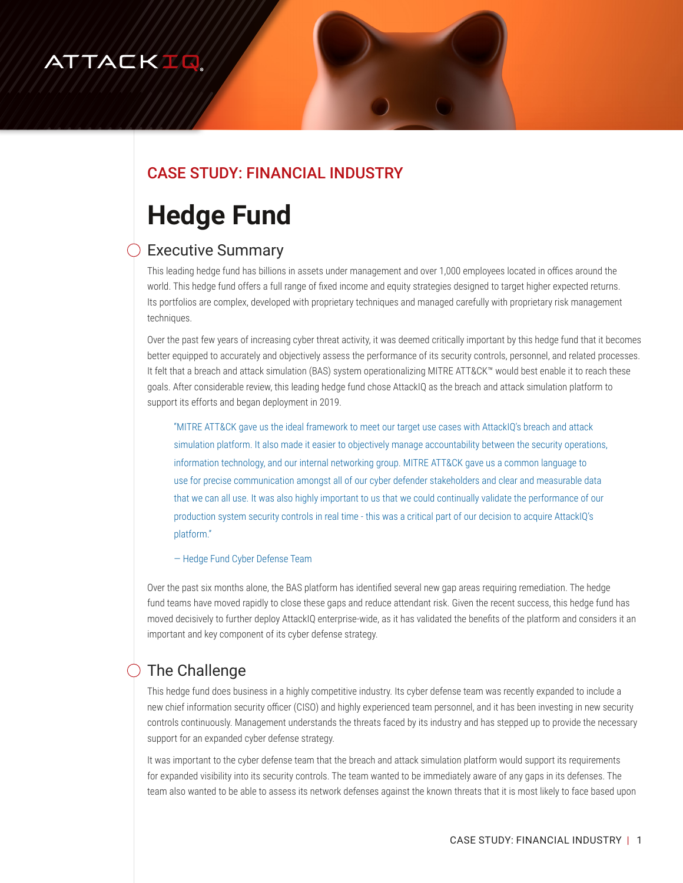CASE STUDY: FINANCIAL INDUSTRY

# Hedge Fund

## Executive Summary

This leading hedge fund has billions in assets under management and over 1,000 employees located in offices around the world. This hedge fund offers a full range of fixed income and equity strategies designed to target higher expected returns. Its portfolios are complex, developed with proprietary techniques and managed carefully with proprietary risk management techniques.

Over the past few years of increasing cyber threat activity, it was deemed critically important by this hedge fund that it becomes better equipped to accurately and objectively assess the performance of its security controls, personnel, and related processes. It felt that a breach and attack simulation (BAS) system operationalizing MITRE ATT&CK™ would best enable it to reach these goals. After considerable review, this leading hedge fund chose AttackIQ as the breach and attack simulation platform to support its efforts and began deployment in 2019.

> "MITRE ATT&CK gave us the ideal framework to meet our target use cases with AttackIQ's breach and attack simulation platform. It also made it easier to objectively manage accountability between the security operations, information technology, and our internal networking group. MITRE ATT&CK gave us a common language to use for precise communication amongst all of our cyber defender stakeholders and clear and measurable data that we can all use. It was also highly important to us that we could continually validate the performance of our production system security controls in real time - this was a critical part of our decision to acquire AttackIQ's platform."
>
> — Hedge Fund Cyber Defense Team

Over the past six months alone, the BAS platform has identified several new gap areas requiring remediation. The hedge fund teams have moved rapidly to close these gaps and reduce attendant risk. Given the recent success, this hedge fund has moved decisively to further deploy AttackIQ enterprise-wide, as it has validated the benefits of the platform and considers it an important and key component of its cyber defense strategy.

## The Challenge

This hedge fund does business in a highly competitive industry. Its cyber defense team was recently expanded to include a new chief information security officer (CISO) and highly experienced team personnel, and it has been investing in new security controls continuously. Management understands the threats faced by its industry and has stepped up to provide the necessary support for an expanded cyber defense strategy.

It was important to the cyber defense team that the breach and attack simulation platform would support its requirements for expanded visibility into its security controls. The team wanted to be immediately aware of any gaps in its defenses. The team also wanted to be able to assess its network defenses against the known threats that it is most likely to face based upon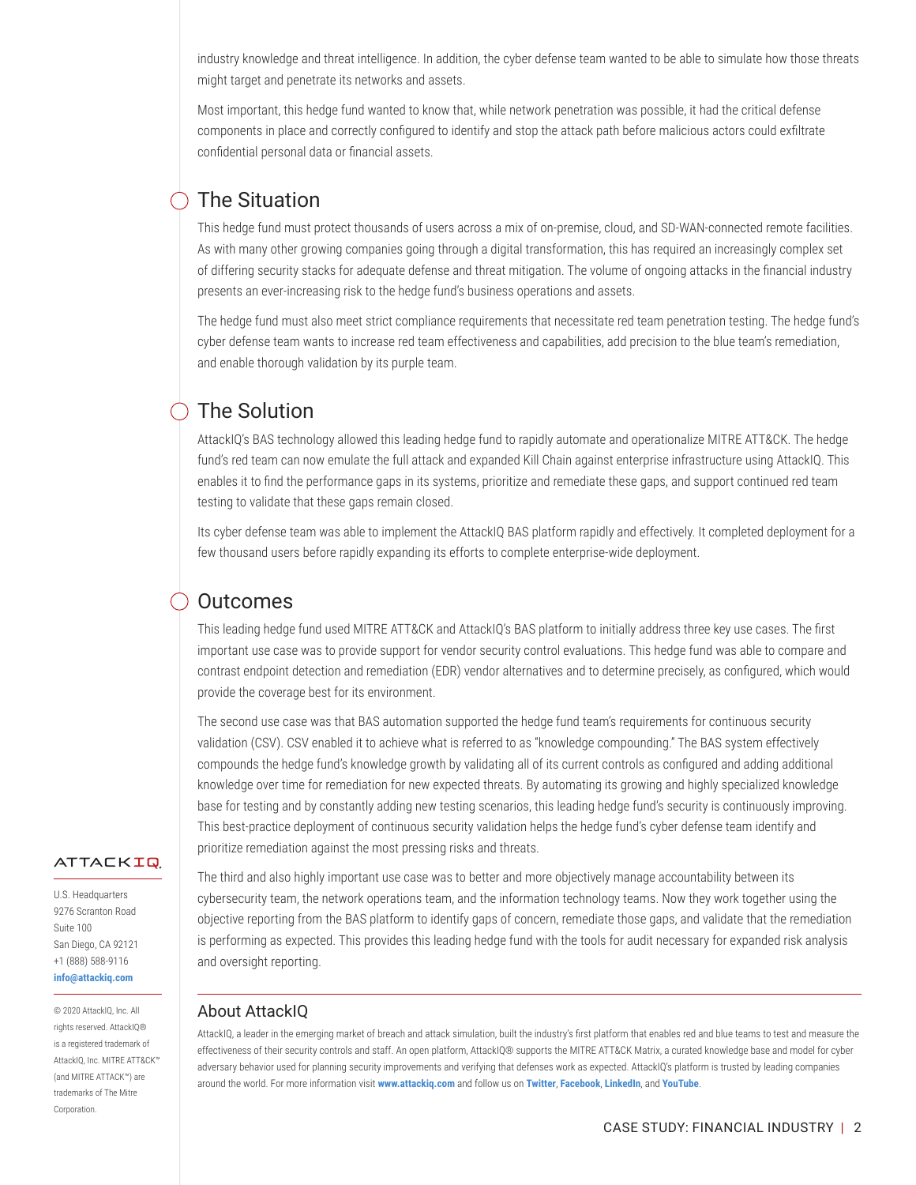industry knowledge and threat intelligence. In addition, the cyber defense team wanted to be able to simulate how those threats might target and penetrate its networks and assets.

Most important, this hedge fund wanted to know that, while network penetration was possible, it had the critical defense components in place and correctly configured to identify and stop the attack path before malicious actors could exfiltrate confidential personal data or financial assets.

## The Situation

This hedge fund must protect thousands of users across a mix of on-premise, cloud, and SD-WAN-connected remote facilities. As with many other growing companies going through a digital transformation, this has required an increasingly complex set of differing security stacks for adequate defense and threat mitigation. The volume of ongoing attacks in the financial industry presents an ever-increasing risk to the hedge fund's business operations and assets.

The hedge fund must also meet strict compliance requirements that necessitate red team penetration testing. The hedge fund's cyber defense team wants to increase red team effectiveness and capabilities, add precision to the blue team's remediation, and enable thorough validation by its purple team.

## The Solution

AttackIQ's BAS technology allowed this leading hedge fund to rapidly automate and operationalize MITRE ATT&CK. The hedge fund's red team can now emulate the full attack and expanded Kill Chain against enterprise infrastructure using AttackIQ. This enables it to find the performance gaps in its systems, prioritize and remediate these gaps, and support continued red team testing to validate that these gaps remain closed.

Its cyber defense team was able to implement the AttackIQ BAS platform rapidly and effectively. It completed deployment for a few thousand users before rapidly expanding its efforts to complete enterprise-wide deployment.

## Outcomes

This leading hedge fund used MITRE ATT&CK and AttackIQ's BAS platform to initially address three key use cases. The first important use case was to provide support for vendor security control evaluations. This hedge fund was able to compare and contrast endpoint detection and remediation (EDR) vendor alternatives and to determine precisely, as configured, which would provide the coverage best for its environment.

The second use case was that BAS automation supported the hedge fund team's requirements for continuous security validation (CSV). CSV enabled it to achieve what is referred to as "knowledge compounding." The BAS system effectively compounds the hedge fund's knowledge growth by validating all of its current controls as configured and adding additional knowledge over time for remediation for new expected threats. By automating its growing and highly specialized knowledge base for testing and by constantly adding new testing scenarios, this leading hedge fund's security is continuously improving. This best-practice deployment of continuous security validation helps the hedge fund's cyber defense team identify and prioritize remediation against the most pressing risks and threats.

The third and also highly important use case was to better and more objectively manage accountability between its cybersecurity team, the network operations team, and the information technology teams. Now they work together using the objective reporting from the BAS platform to identify gaps of concern, remediate those gaps, and validate that the remediation is performing as expected. This provides this leading hedge fund with the tools for audit necessary for expanded risk analysis and oversight reporting.

## About AttackIQ

AttackIQ, a leader in the emerging market of breach and attack simulation, built the industry's first platform that enables red and blue teams to test and measure the effectiveness of their security controls and staff. An open platform, AttackIQ® supports the MITRE ATT&CK Matrix, a curated knowledge base and model for cyber adversary behavior used for planning security improvements and verifying that defenses work as expected. AttackIQ's platform is trusted by leading companies around the world. For more information visit **www.attackiq.com** and follow us on **Twitter**, **Facebook**, **LinkedIn**, and **YouTube**.

ATTACKIQ

U.S. Headquarters
9276 Scranton Road
Suite 100
San Diego, CA 92121
+1 (888) 588-9116
**info@attackiq.com**

© 2020 AttackIQ, Inc. All rights reserved. AttackIQ® is a registered trademark of AttackIQ, Inc. MITRE ATT&CK™ (and MITRE ATTACK™) are trademarks of The Mitre Corporation.